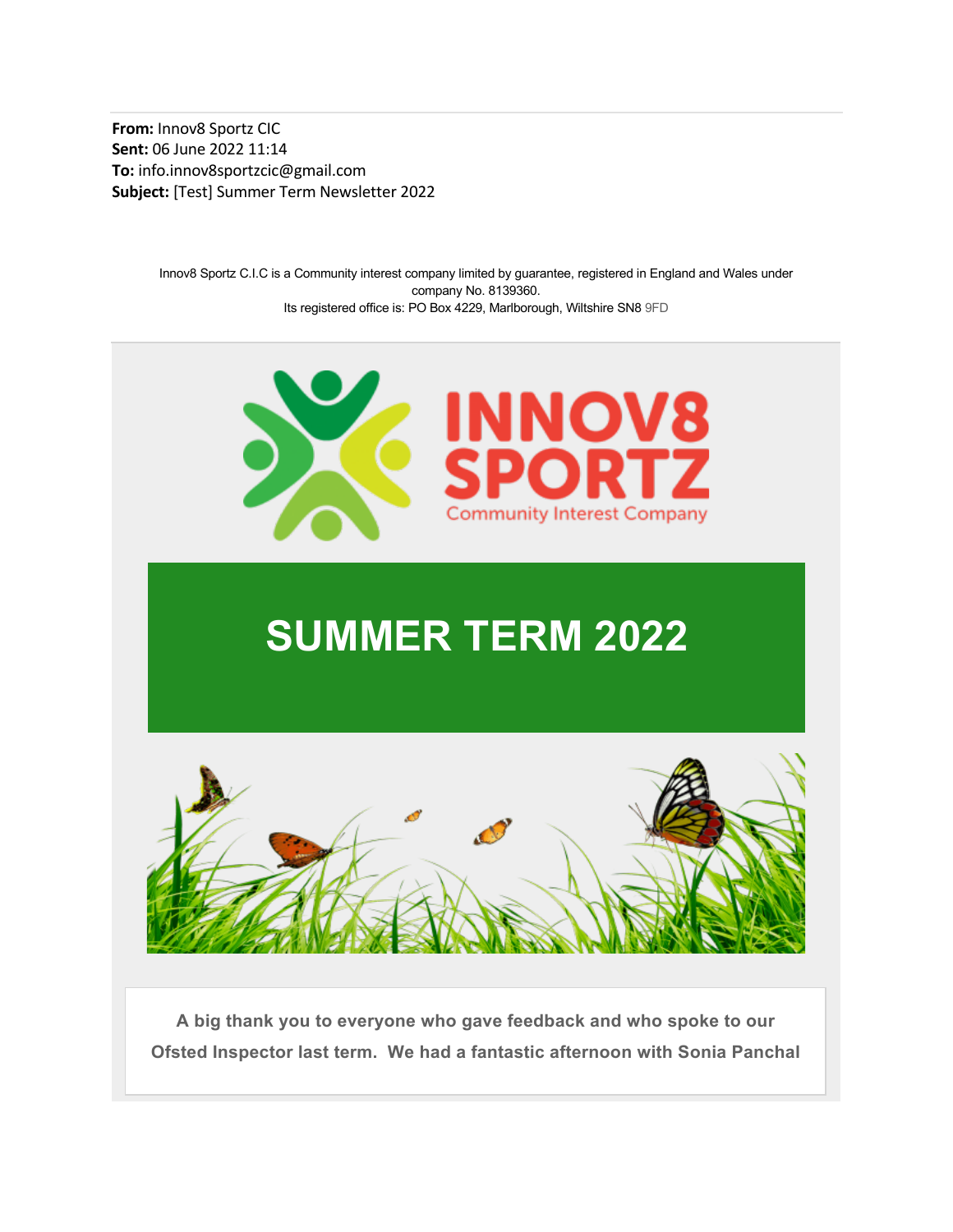**From:** Innov8 Sportz CIC
**Sent:** 06 June 2022 11:14
**To:** info.innov8sportzcic@gmail.com
**Subject:** [Test] Summer Term Newsletter 2022

Innov8 Sportz C.I.C is a Community interest company limited by guarantee, registered in England and Wales under company No. 8139360.
Its registered office is: PO Box 4229, Marlborough, Wiltshire SN8 9FD

INNOV8 SPORTZ
Community Interest Company

# SUMMER TERM 2022

**A big thank you to everyone who gave feedback and who spoke to our Ofsted Inspector last term. We had a fantastic afternoon with Sonia Panchal**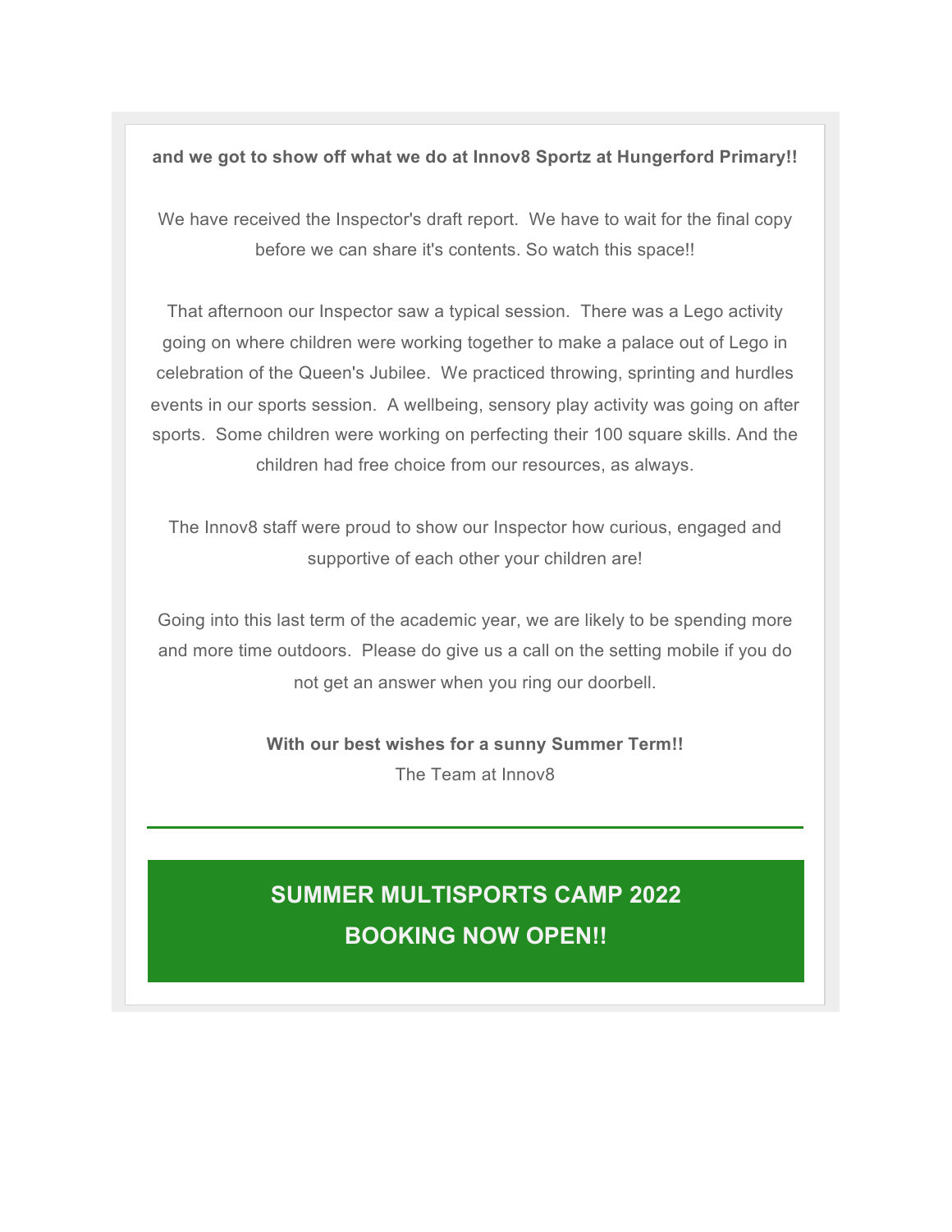**and we got to show off what we do at Innov8 Sportz at Hungerford Primary!!**

We have received the Inspector's draft report. We have to wait for the final copy before we can share it's contents. So watch this space!!

That afternoon our Inspector saw a typical session. There was a Lego activity going on where children were working together to make a palace out of Lego in celebration of the Queen's Jubilee. We practiced throwing, sprinting and hurdles events in our sports session. A wellbeing, sensory play activity was going on after sports. Some children were working on perfecting their 100 square skills. And the children had free choice from our resources, as always.

The Innov8 staff were proud to show our Inspector how curious, engaged and supportive of each other your children are!

Going into this last term of the academic year, we are likely to be spending more and more time outdoors. Please do give us a call on the setting mobile if you do not get an answer when you ring our doorbell.

**With our best wishes for a sunny Summer Term!!**
The Team at Innov8

---

## SUMMER MULTISPORTS CAMP 2022
## BOOKING NOW OPEN!!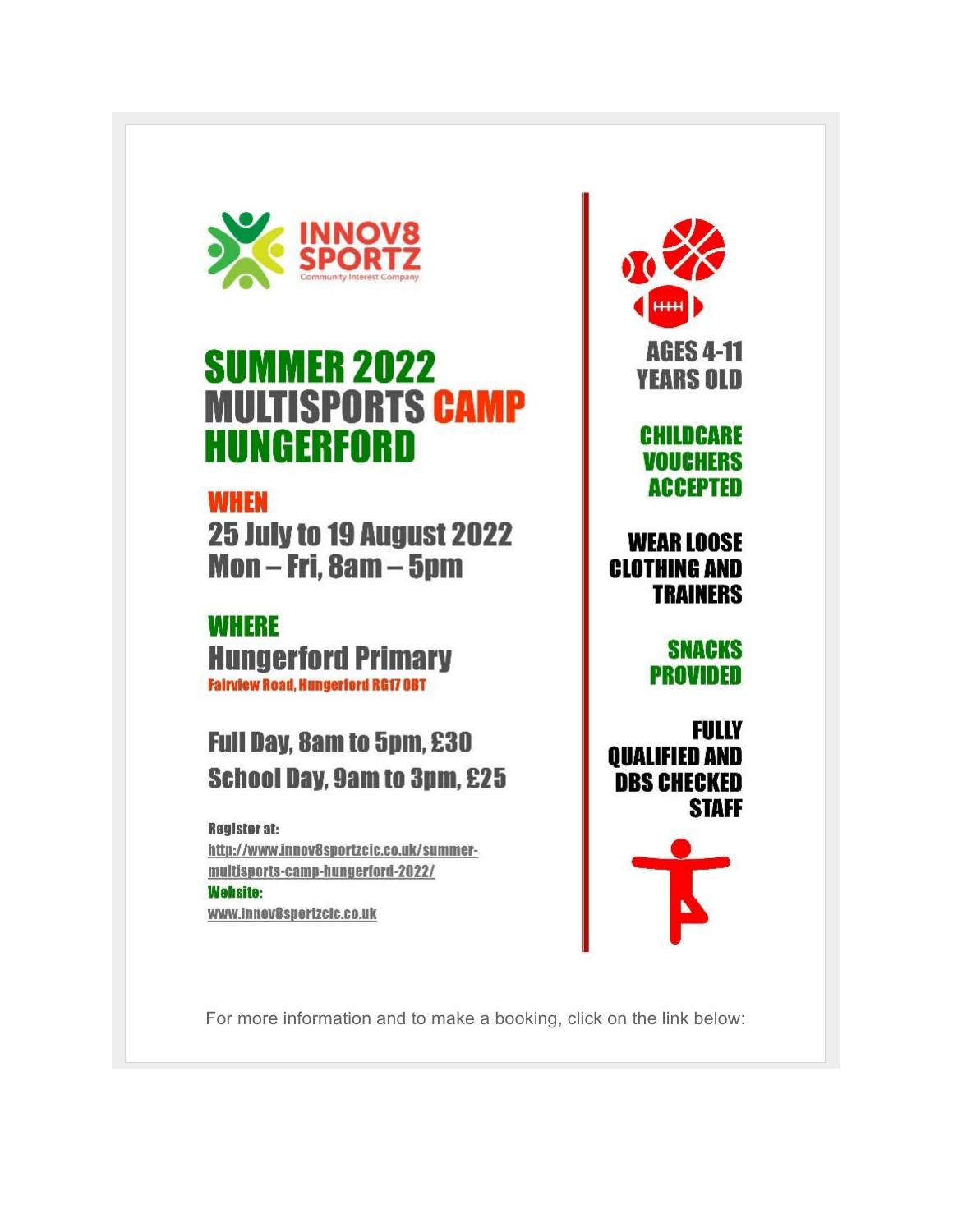INNOV8 SPORTZ
Community Interest Company

# SUMMER 2022 MULTISPORTS CAMP HUNGERFORD

## WHEN

**25 July to 19 August 2022**
**Mon – Fri, 8am – 5pm**

## WHERE

**Hungerford Primary**
Fairview Road, Hungerford RG17 0BT

**Full Day, 8am to 5pm, £30**
**School Day, 9am to 3pm, £25**

**Register at:**
http://www.innov8sportzcic.co.uk/summer-multisports-camp-hungerford-2022/

**Website:**
www.innov8sportzcic.co.uk

**AGES 4-11 YEARS OLD**

**CHILDCARE VOUCHERS ACCEPTED**

**WEAR LOOSE CLOTHING AND TRAINERS**

**SNACKS PROVIDED**

**FULLY QUALIFIED AND DBS CHECKED STAFF**

For more information and to make a booking, click on the link below: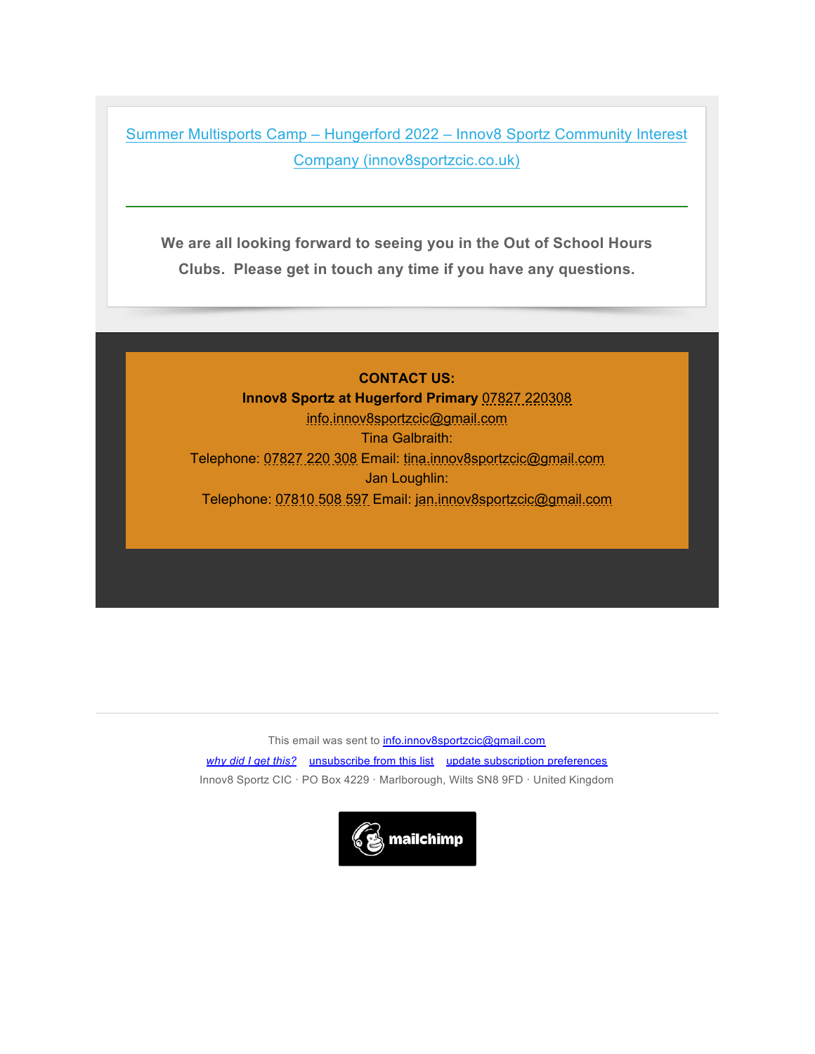[Summer Multisports Camp – Hungerford 2022 – Innov8 Sportz Community Interest Company (innov8sportzcic.co.uk)]

---

**We are all looking forward to seeing you in the Out of School Hours Clubs. Please get in touch any time if you have any questions.**

**CONTACT US:**
**Innov8 Sportz at Hugerford Primary** 07827 220308
info.innov8sportzcic@gmail.com
Tina Galbraith:
Telephone: 07827 220 308 Email: tina.innov8sportzcic@gmail.com
Jan Loughlin:
Telephone: 07810 508 597 Email: jan.innov8sportzcic@gmail.com

---

This email was sent to info.innov8sportzcic@gmail.com

*why did I get this?* unsubscribe from this list update subscription preferences

Innov8 Sportz CIC · PO Box 4229 · Marlborough, Wilts SN8 9FD · United Kingdom

mailchimp